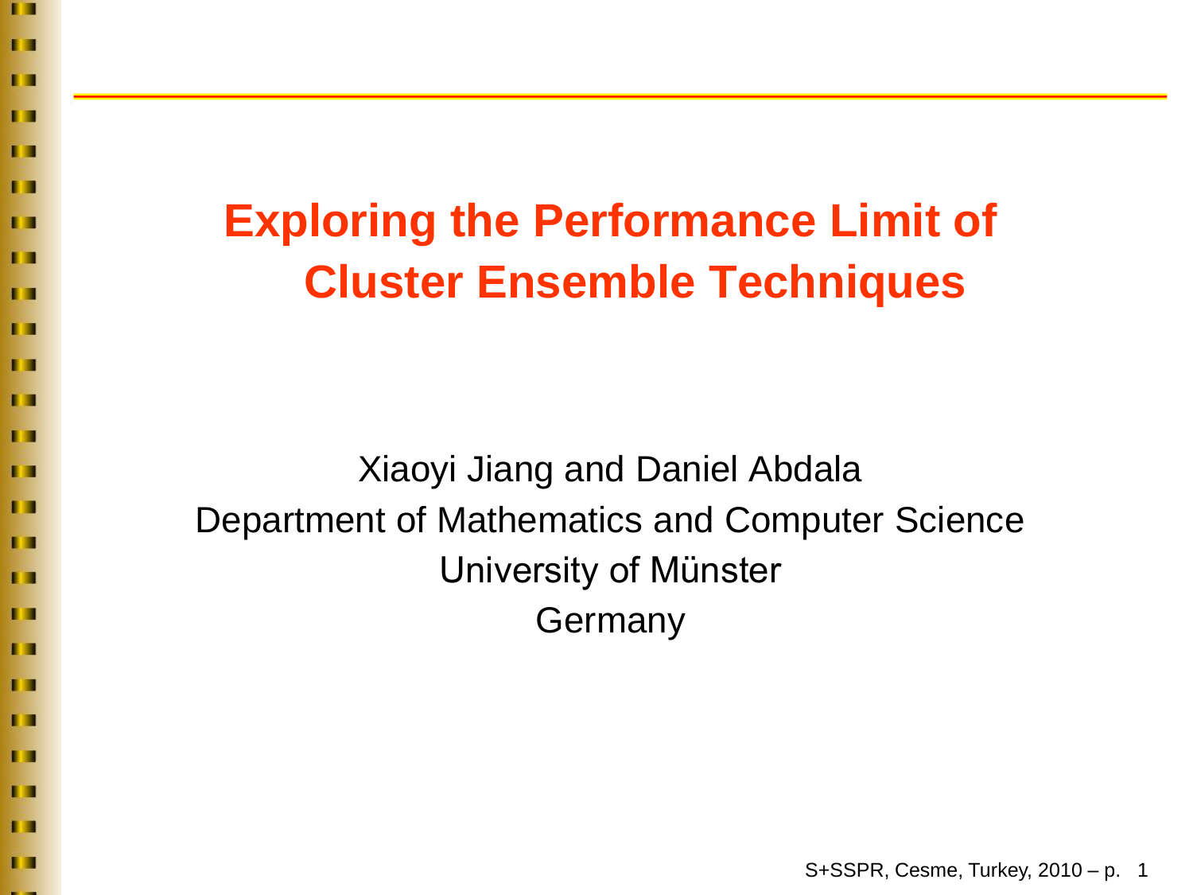# Exploring the Performance Limit of Cluster Ensemble Techniques

Xiaoyi Jiang and Daniel Abdala

Department of Mathematics and Computer Science

University of Münster

Germany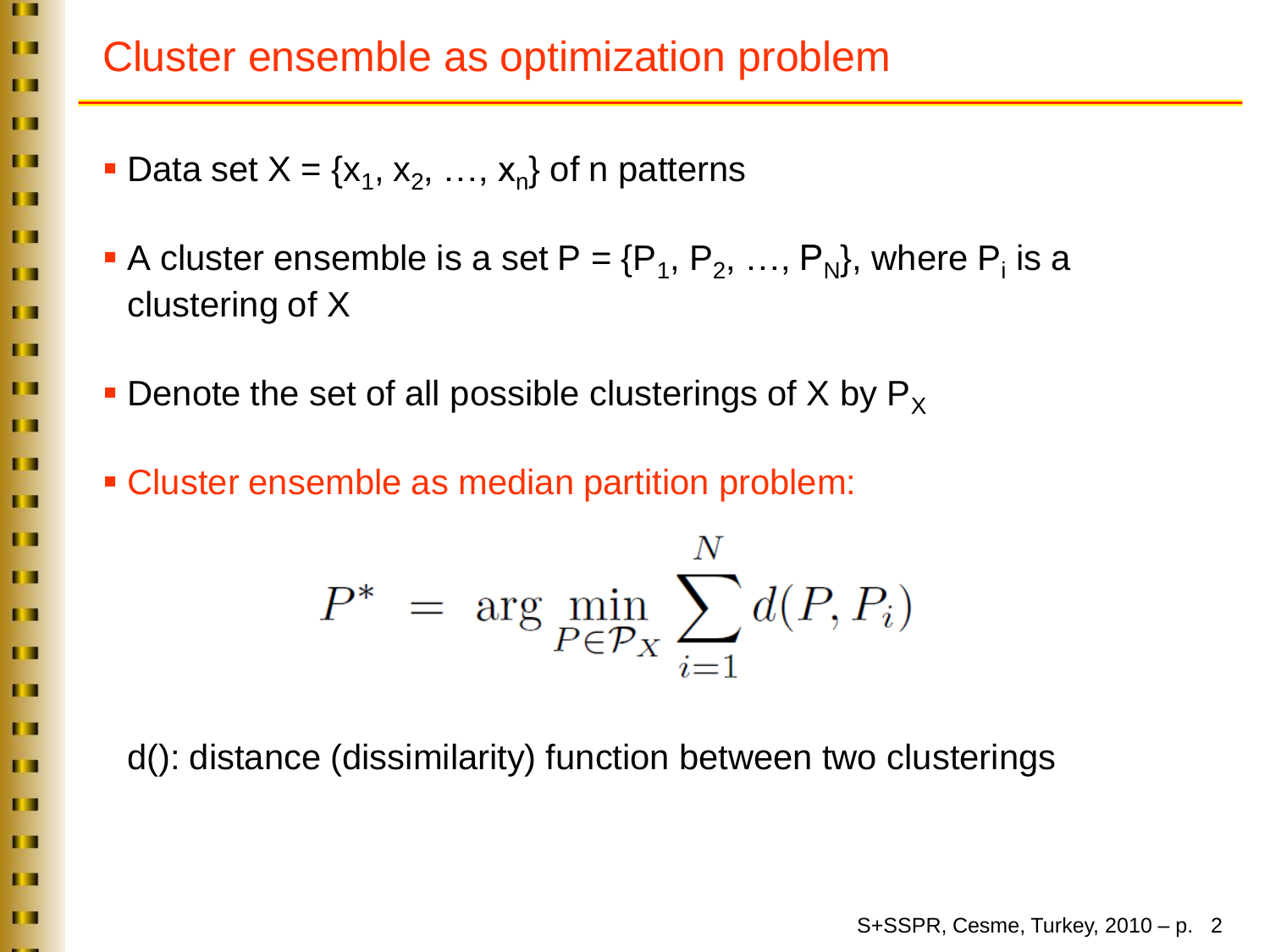# Cluster ensemble as optimization problem

- Data set $X = \{x_1, x_2, \ldots, x_n\}$ of n patterns
- A cluster ensemble is a set $P = \{P_1, P_2, \ldots, P_N\}$, where $P_i$ is a clustering of X
- Denote the set of all possible clusterings of X by $P_X$
- Cluster ensemble as median partition problem:

$$P^* = \arg\min_{P \in \mathcal{P}_X} \sum_{i=1}^{N} d(P, P_i)$$

d(): distance (dissimilarity) function between two clusterings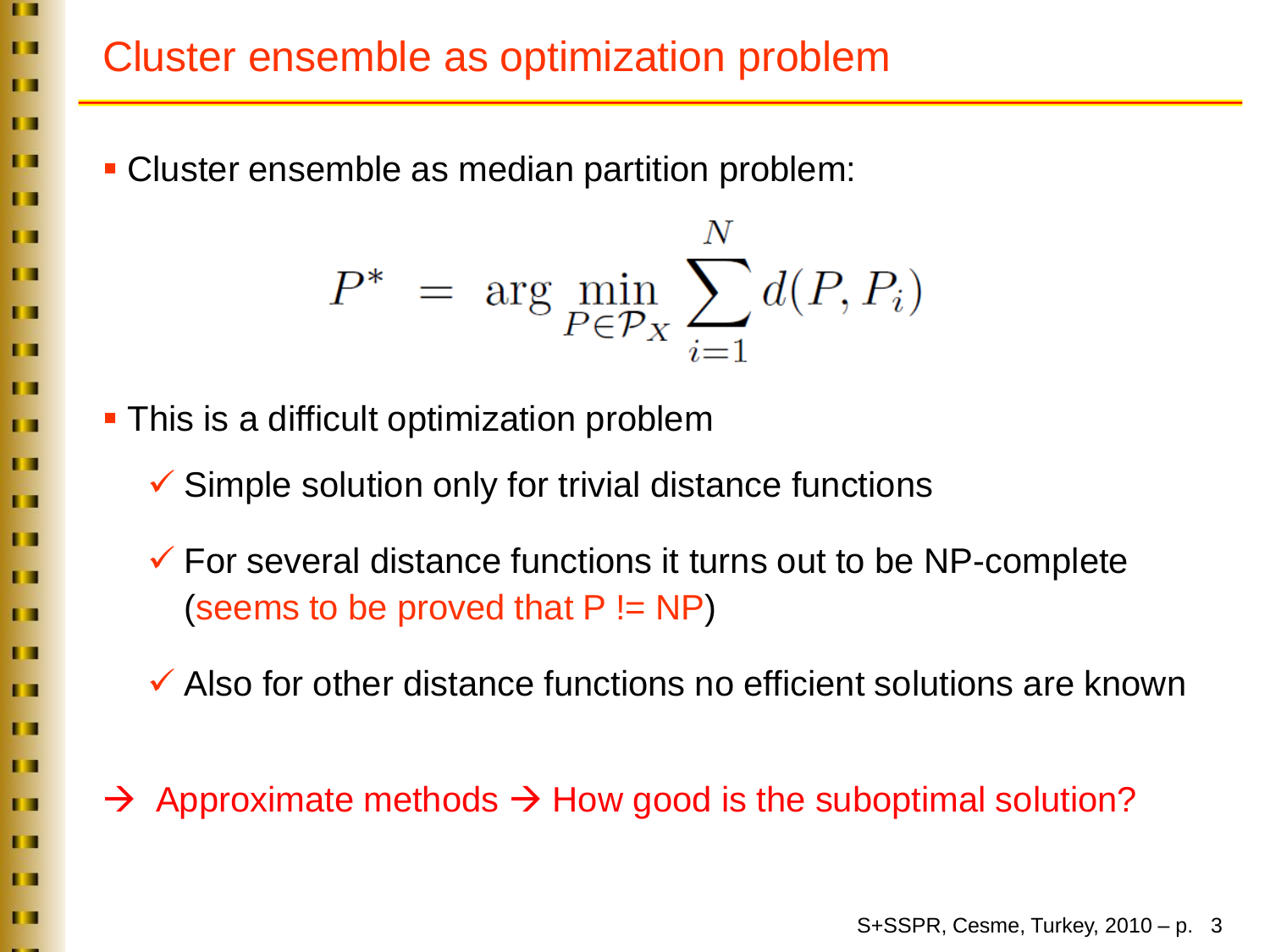# Cluster ensemble as optimization problem

- Cluster ensemble as median partition problem:

$$P^* = \arg \min_{P \in \mathcal{P}_X} \sum_{i=1}^{N} d(P, P_i)$$

- This is a difficult optimization problem
  - ✓ Simple solution only for trivial distance functions
  - ✓ For several distance functions it turns out to be NP-complete (seems to be proved that P != NP)
  - ✓ Also for other distance functions no efficient solutions are known

→ Approximate methods → How good is the suboptimal solution?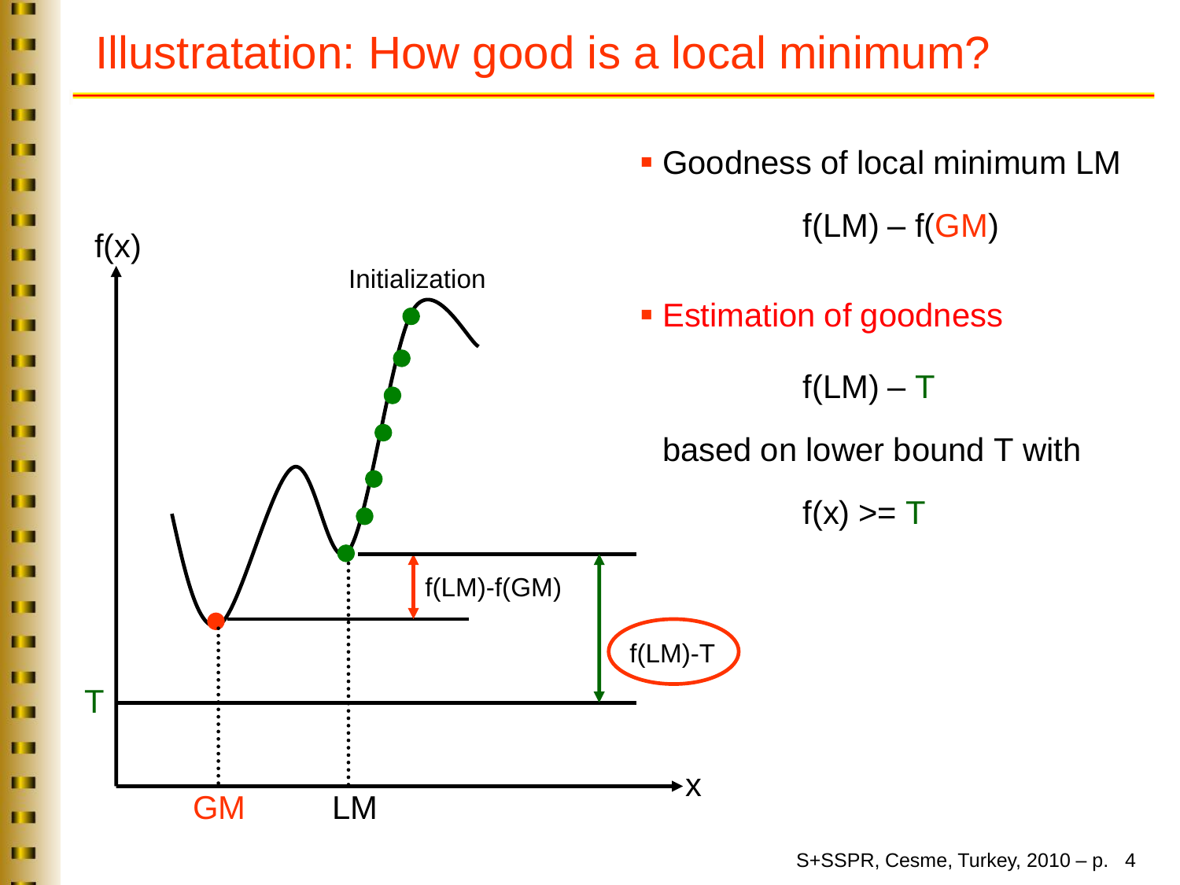# Illustratation: How good is a local minimum?

- Goodness of local minimum LM

$$f(LM) - f(GM)$$

- Estimation of goodness

$$f(LM) - T$$

based on lower bound T with

$$f(x) >= T$$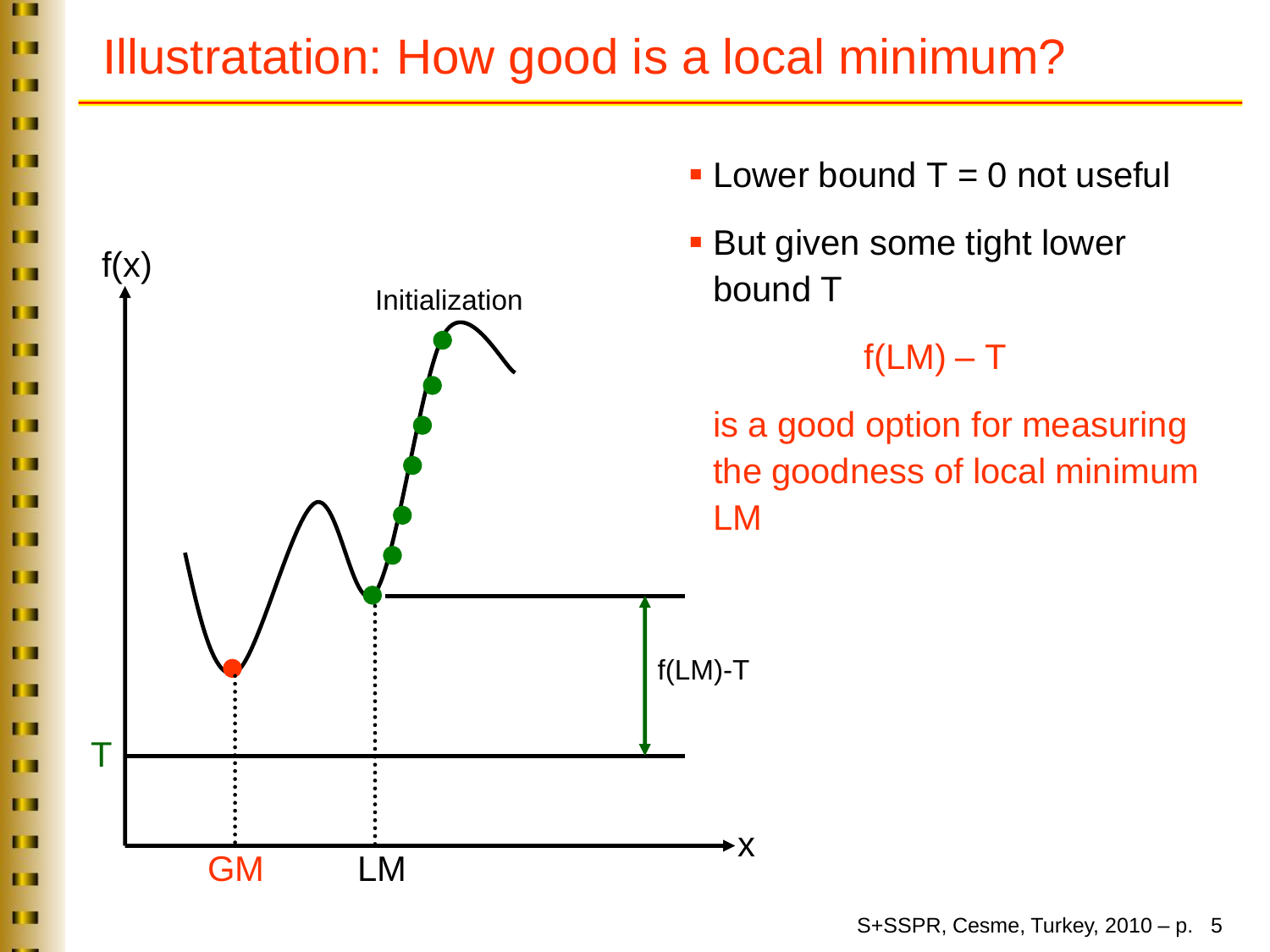# Illustratation: How good is a local minimum?

- Lower bound T = 0 not useful
- But given some tight lower bound T

  f(LM) – T

  is a good option for measuring the goodness of local minimum LM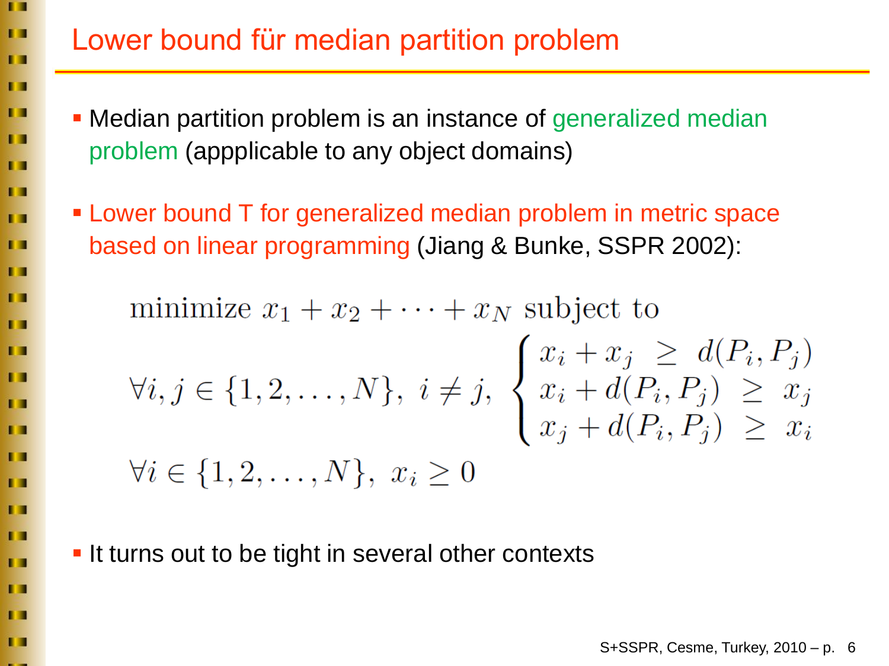# Lower bound für median partition problem

- Median partition problem is an instance of generalized median problem (appplicable to any object domains)

- Lower bound T for generalized median problem in metric space based on linear programming (Jiang & Bunke, SSPR 2002):

$$
\text{minimize } x_1 + x_2 + \cdots + x_N \text{ subject to}
$$

$$
\forall i, j \in \{1, 2, \ldots, N\},\ i \neq j,\ \begin{cases} x_i + x_j \ \geq \ d(P_i, P_j) \\ x_i + d(P_i, P_j) \ \geq \ x_j \\ x_j + d(P_i, P_j) \ \geq \ x_i \end{cases}
$$

$$
\forall i \in \{1, 2, \ldots, N\},\ x_i \geq 0
$$

- It turns out to be tight in several other contexts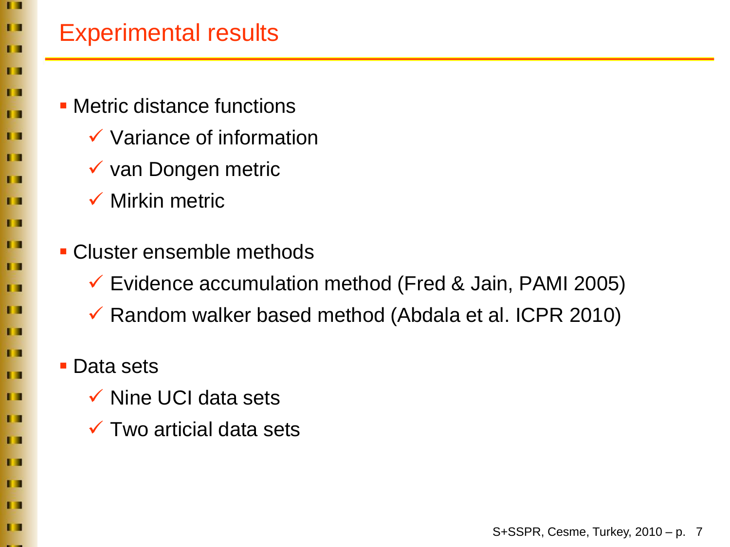# Experimental results

- Metric distance functions
  - ✓ Variance of information
  - ✓ van Dongen metric
  - ✓ Mirkin metric
- Cluster ensemble methods
  - ✓ Evidence accumulation method (Fred & Jain, PAMI 2005)
  - ✓ Random walker based method (Abdala et al. ICPR 2010)
- Data sets
  - ✓ Nine UCI data sets
  - ✓ Two articial data sets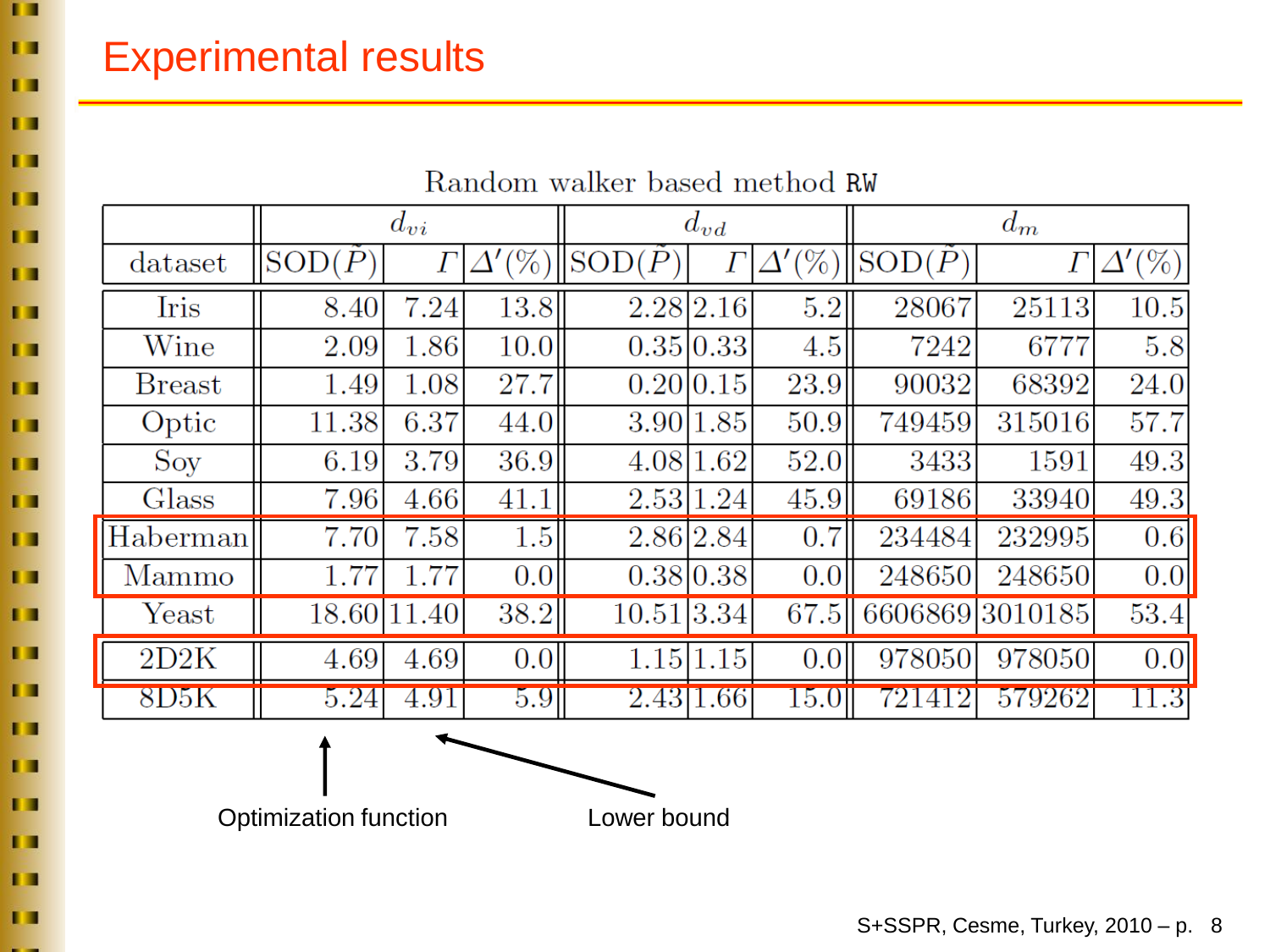# Experimental results

Random walker based method RW

| | $d_{vi}$ | | | $d_{vd}$ | | | $d_m$ | | |
|---|---|---|---|---|---|---|---|---|---|
| dataset | SOD($\tilde{P}$) | $\Gamma$ | $\Delta'(\%)$ | SOD($\tilde{P}$) | $\Gamma$ | $\Delta'(\%)$ | SOD($\tilde{P}$) | $\Gamma$ | $\Delta'(\%)$ |
| Iris | 8.40 | 7.24 | 13.8 | 2.28 | 2.16 | 5.2 | 28067 | 25113 | 10.5 |
| Wine | 2.09 | 1.86 | 10.0 | 0.35 | 0.33 | 4.5 | 7242 | 6777 | 5.8 |
| Breast | 1.49 | 1.08 | 27.7 | 0.20 | 0.15 | 23.9 | 90032 | 68392 | 24.0 |
| Optic | 11.38 | 6.37 | 44.0 | 3.90 | 1.85 | 50.9 | 749459 | 315016 | 57.7 |
| Soy | 6.19 | 3.79 | 36.9 | 4.08 | 1.62 | 52.0 | 3433 | 1591 | 49.3 |
| Glass | 7.96 | 4.66 | 41.1 | 2.53 | 1.24 | 45.9 | 69186 | 33940 | 49.3 |
| Haberman | 7.70 | 7.58 | 1.5 | 2.86 | 2.84 | 0.7 | 234484 | 232995 | 0.6 |
| Mammo | 1.77 | 1.77 | 0.0 | 0.38 | 0.38 | 0.0 | 248650 | 248650 | 0.0 |
| Yeast | 18.60 | 11.40 | 38.2 | 10.51 | 3.34 | 67.5 | 6606869 | 3010185 | 53.4 |
| 2D2K | 4.69 | 4.69 | 0.0 | 1.15 | 1.15 | 0.0 | 978050 | 978050 | 0.0 |
| 8D5K | 5.24 | 4.91 | 5.9 | 2.43 | 1.66 | 15.0 | 721412 | 579262 | 11.3 |

Optimization function

Lower bound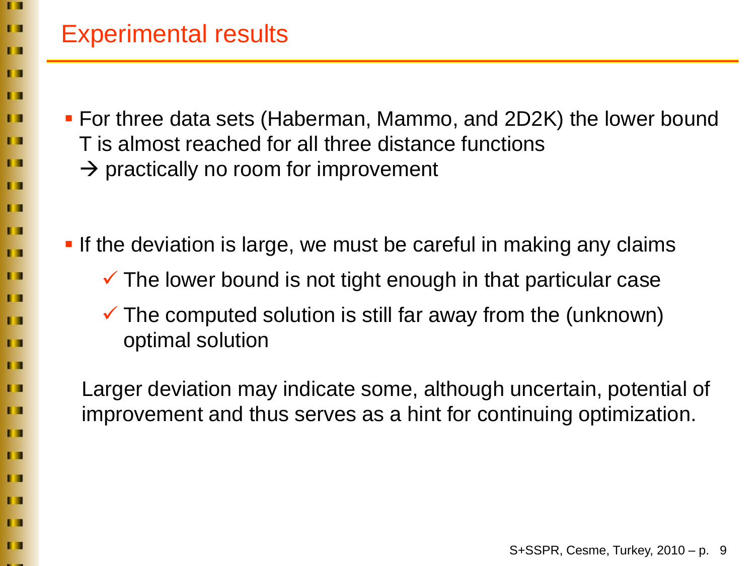# Experimental results

- For three data sets (Haberman, Mammo, and 2D2K) the lower bound T is almost reached for all three distance functions
  → practically no room for improvement

- If the deviation is large, we must be careful in making any claims
  - ✓ The lower bound is not tight enough in that particular case
  - ✓ The computed solution is still far away from the (unknown) optimal solution

Larger deviation may indicate some, although uncertain, potential of improvement and thus serves as a hint for continuing optimization.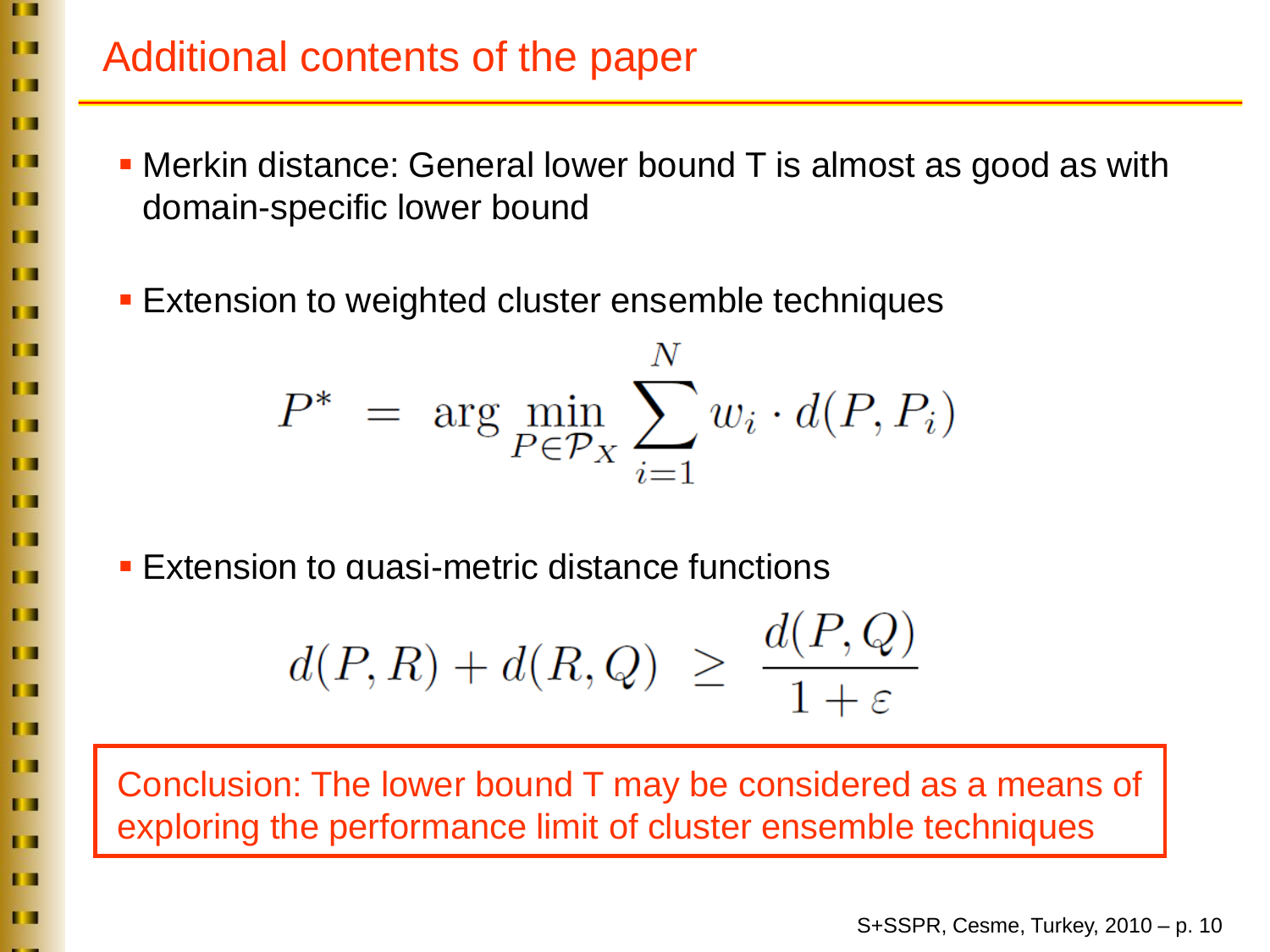# Additional contents of the paper

- Merkin distance: General lower bound T is almost as good as with domain-specific lower bound

- Extension to weighted cluster ensemble techniques

$$P^* = \arg\min_{P \in \mathcal{P}_X} \sum_{i=1}^{N} w_i \cdot d(P, P_i)$$

- Extension to quasi-metric distance functions

$$d(P, R) + d(R, Q) \geq \frac{d(P, Q)}{1 + \varepsilon}$$

Conclusion: The lower bound T may be considered as a means of exploring the performance limit of cluster ensemble techniques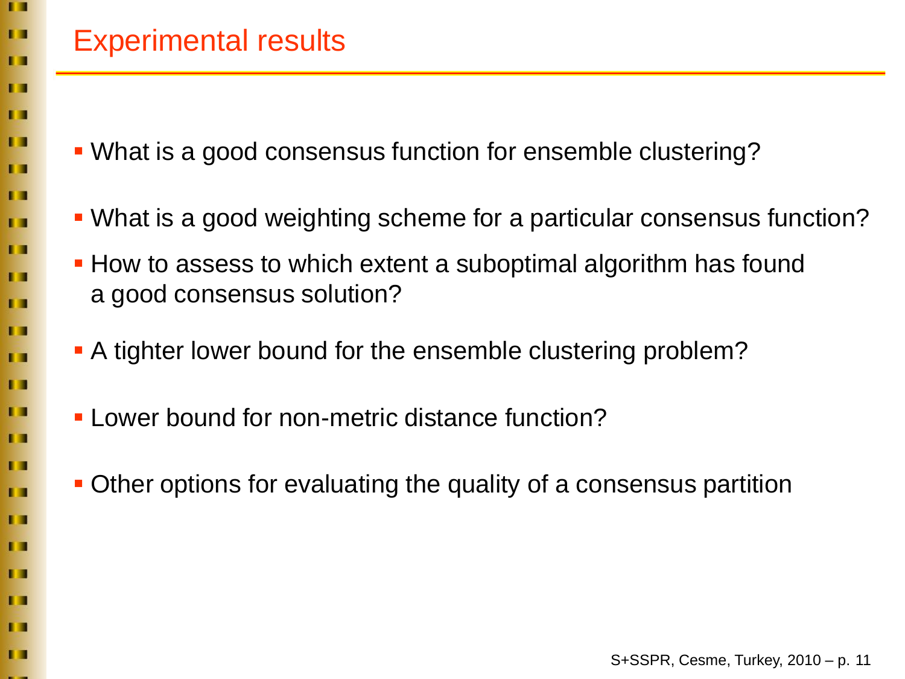# Experimental results

- What is a good consensus function for ensemble clustering?
- What is a good weighting scheme for a particular consensus function?
- How to assess to which extent a suboptimal algorithm has found a good consensus solution?
- A tighter lower bound for the ensemble clustering problem?
- Lower bound for non-metric distance function?
- Other options for evaluating the quality of a consensus partition